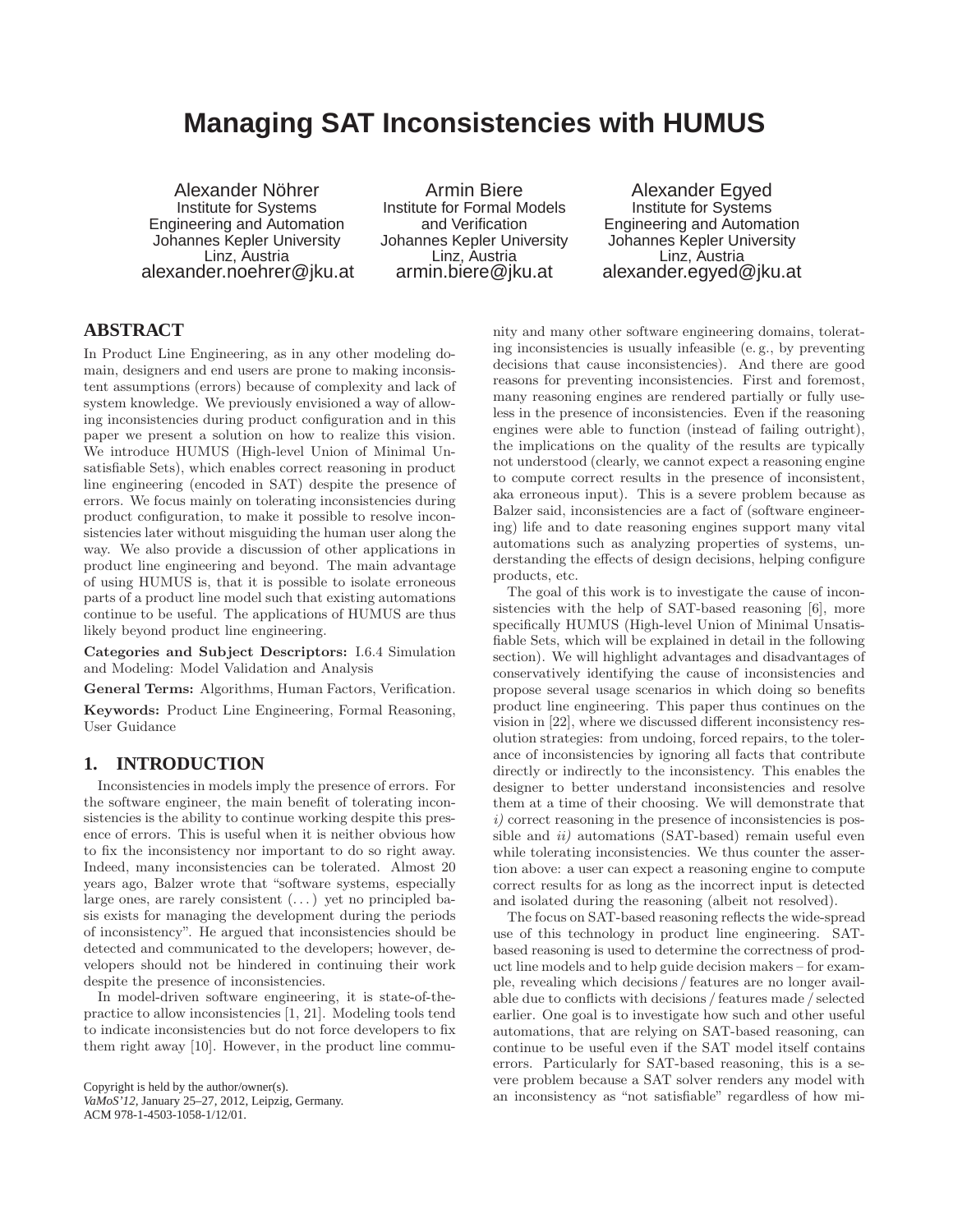# Managing SAT Inconsistencies with HUMUS

Alexander Nöhrer
Institute for Systems Engineering and Automation
Johannes Kepler University
Linz, Austria
alexander.noehrer@jku.at

Armin Biere
Institute for Formal Models and Verification
Johannes Kepler University
Linz, Austria
armin.biere@jku.at

Alexander Egyed
Institute for Systems Engineering and Automation
Johannes Kepler University
Linz, Austria
alexander.egyed@jku.at

## ABSTRACT

In Product Line Engineering, as in any other modeling domain, designers and end users are prone to making inconsistent assumptions (errors) because of complexity and lack of system knowledge. We previously envisioned a way of allowing inconsistencies during product configuration and in this paper we present a solution on how to realize this vision. We introduce HUMUS (High-level Union of Minimal Unsatisfiable Sets), which enables correct reasoning in product line engineering (encoded in SAT) despite the presence of errors. We focus mainly on tolerating inconsistencies during product configuration, to make it possible to resolve inconsistencies later without misguiding the human user along the way. We also provide a discussion of other applications in product line engineering and beyond. The main advantage of using HUMUS is, that it is possible to isolate erroneous parts of a product line model such that existing automations continue to be useful. The applications of HUMUS are thus likely beyond product line engineering.

**Categories and Subject Descriptors:** I.6.4 Simulation and Modeling: Model Validation and Analysis

**General Terms:** Algorithms, Human Factors, Verification.

**Keywords:** Product Line Engineering, Formal Reasoning, User Guidance

## 1. INTRODUCTION

Inconsistencies in models imply the presence of errors. For the software engineer, the main benefit of tolerating inconsistencies is the ability to continue working despite this presence of errors. This is useful when it is neither obvious how to fix the inconsistency nor important to do so right away. Indeed, many inconsistencies can be tolerated. Almost 20 years ago, Balzer wrote that "software systems, especially large ones, are rarely consistent (. . . ) yet no principled basis exists for managing the development during the periods of inconsistency". He argued that inconsistencies should be detected and communicated to the developers; however, developers should not be hindered in continuing their work despite the presence of inconsistencies.

In model-driven software engineering, it is state-of-the-practice to allow inconsistencies [1, 21]. Modeling tools tend to indicate inconsistencies but do not force developers to fix them right away [10]. However, in the product line community and many other software engineering domains, tolerating inconsistencies is usually infeasible (e. g., by preventing decisions that cause inconsistencies). And there are good reasons for preventing inconsistencies. First and foremost, many reasoning engines are rendered partially or fully useless in the presence of inconsistencies. Even if the reasoning engines were able to function (instead of failing outright), the implications on the quality of the results are typically not understood (clearly, we cannot expect a reasoning engine to compute correct results in the presence of inconsistent, aka erroneous input). This is a severe problem because as Balzer said, inconsistencies are a fact of (software engineering) life and to date reasoning engines support many vital automations such as analyzing properties of systems, understanding the effects of design decisions, helping configure products, etc.

The goal of this work is to investigate the cause of inconsistencies with the help of SAT-based reasoning [6], more specifically HUMUS (High-level Union of Minimal Unsatisfiable Sets, which will be explained in detail in the following section). We will highlight advantages and disadvantages of conservatively identifying the cause of inconsistencies and propose several usage scenarios in which doing so benefits product line engineering. This paper thus continues on the vision in [22], where we discussed different inconsistency resolution strategies: from undoing, forced repairs, to the tolerance of inconsistencies by ignoring all facts that contribute directly or indirectly to the inconsistency. This enables the designer to better understand inconsistencies and resolve them at a time of their choosing. We will demonstrate that *i)* correct reasoning in the presence of inconsistencies is possible and *ii)* automations (SAT-based) remain useful even while tolerating inconsistencies. We thus counter the assertion above: a user can expect a reasoning engine to compute correct results for as long as the incorrect input is detected and isolated during the reasoning (albeit not resolved).

The focus on SAT-based reasoning reflects the wide-spread use of this technology in product line engineering. SAT-based reasoning is used to determine the correctness of product line models and to help guide decision makers – for example, revealing which decisions / features are no longer available due to conflicts with decisions / features made / selected earlier. One goal is to investigate how such and other useful automations, that are relying on SAT-based reasoning, can continue to be useful even if the SAT model itself contains errors. Particularly for SAT-based reasoning, this is a severe problem because a SAT solver renders any model with an inconsistency as "not satisfiable" regardless of how mi-

Copyright is held by the author/owner(s).
*VaMoS'12*, January 25–27, 2012, Leipzig, Germany.
ACM 978-1-4503-1058-1/12/01.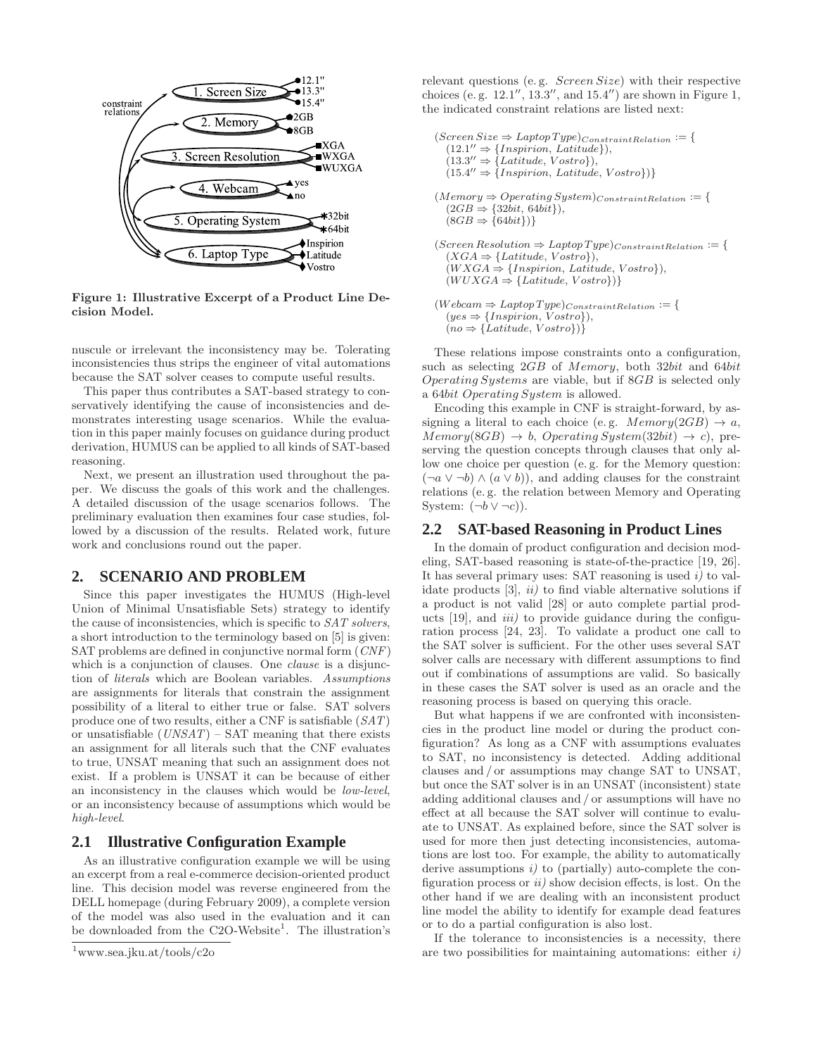Figure 1: Illustrative Excerpt of a Product Line Decision Model.

nuscule or irrelevant the inconsistency may be. Tolerating inconsistencies thus strips the engineer of vital automations because the SAT solver ceases to compute useful results.

This paper thus contributes a SAT-based strategy to conservatively identifying the cause of inconsistencies and demonstrates interesting usage scenarios. While the evaluation in this paper mainly focuses on guidance during product derivation, HUMUS can be applied to all kinds of SAT-based reasoning.

Next, we present an illustration used throughout the paper. We discuss the goals of this work and the challenges. A detailed discussion of the usage scenarios follows. The preliminary evaluation then examines four case studies, followed by a discussion of the results. Related work, future work and conclusions round out the paper.

## 2. SCENARIO AND PROBLEM

Since this paper investigates the HUMUS (High-level Union of Minimal Unsatisfiable Sets) strategy to identify the cause of inconsistencies, which is specific to *SAT solvers*, a short introduction to the terminology based on [5] is given: SAT problems are defined in conjunctive normal form (*CNF*) which is a conjunction of clauses. One *clause* is a disjunction of *literals* which are Boolean variables. *Assumptions* are assignments for literals that constrain the assignment possibility of a literal to either true or false. SAT solvers produce one of two results, either a CNF is satisfiable (*SAT*) or unsatisfiable (*UNSAT*) – SAT meaning that there exists an assignment for all literals such that the CNF evaluates to true, UNSAT meaning that such an assignment does not exist. If a problem is UNSAT it can be because of either an inconsistency in the clauses which would be *low-level*, or an inconsistency because of assumptions which would be *high-level*.

### 2.1 Illustrative Configuration Example

As an illustrative configuration example we will be using an excerpt from a real e-commerce decision-oriented product line. This decision model was reverse engineered from the DELL homepage (during February 2009), a complete version of the model was also used in the evaluation and it can be downloaded from the C2O-Website[1]. The illustration's relevant questions (e. g. *Screen Size*) with their respective choices (e. g. 12.1″, 13.3″, and 15.4″) are shown in Figure 1, the indicated constraint relations are listed next:

$(Screen\,Size \Rightarrow Laptop\,Type)_{ConstraintRelation} := \{$
$(12.1'' \Rightarrow \{Inspirion,\, Latitude\}),$
$(13.3'' \Rightarrow \{Latitude,\, Vostro\}),$
$(15.4'' \Rightarrow \{Inspirion,\, Latitude,\, Vostro\})\}$

$(Memory \Rightarrow Operating\,System)_{ConstraintRelation} := \{$
$(2GB \Rightarrow \{32bit,\, 64bit\}),$
$(8GB \Rightarrow \{64bit\})\}$

$(Screen\,Resolution \Rightarrow Laptop\,Type)_{ConstraintRelation} := \{$
$(XGA \Rightarrow \{Latitude,\, Vostro\}),$
$(WXGA \Rightarrow \{Inspirion,\, Latitude,\, Vostro\}),$
$(WUXGA \Rightarrow \{Latitude,\, Vostro\})\}$

$(Webcam \Rightarrow Laptop\,Type)_{ConstraintRelation} := \{$
$(yes \Rightarrow \{Inspirion,\, Vostro\}),$
$(no \Rightarrow \{Latitude,\, Vostro\})\}$

These relations impose constraints onto a configuration, such as selecting *2GB* of *Memory*, both *32bit* and *64bit* *Operating Systems* are viable, but if *8GB* is selected only a *64bit Operating System* is allowed.

Encoding this example in CNF is straight-forward, by assigning a literal to each choice (e. g. $Memory(2GB) \rightarrow a$, $Memory(8GB) \rightarrow b$, $Operating\,System(32bit) \rightarrow c$), preserving the question concepts through clauses that only allow one choice per question (e. g. for the Memory question: $(\neg a \vee \neg b) \wedge (a \vee b)$), and adding clauses for the constraint relations (e. g. the relation between Memory and Operating System: $(\neg b \vee \neg c)$).

### 2.2 SAT-based Reasoning in Product Lines

In the domain of product configuration and decision modeling, SAT-based reasoning is state-of-the-practice [19, 26]. It has several primary uses: SAT reasoning is used *i)* to validate products [3], *ii)* to find viable alternative solutions if a product is not valid [28] or auto complete partial products [19], and *iii)* to provide guidance during the configuration process [24, 23]. To validate a product one call to the SAT solver is sufficient. For the other uses several SAT solver calls are necessary with different assumptions to find out if combinations of assumptions are valid. So basically in these cases the SAT solver is used as an oracle and the reasoning process is based on querying this oracle.

But what happens if we are confronted with inconsistencies in the product line model or during the product configuration? As long as a CNF with assumptions evaluates to SAT, no inconsistency is detected. Adding additional clauses and / or assumptions may change SAT to UNSAT, but once the SAT solver is in an UNSAT (inconsistent) state adding additional clauses and / or assumptions will have no effect at all because the SAT solver will continue to evaluate to UNSAT. As explained before, since the SAT solver is used for more then just detecting inconsistencies, automations are lost too. For example, the ability to automatically derive assumptions *i)* to (partially) auto-complete the configuration process or *ii)* show decision effects, is lost. On the other hand if we are dealing with an inconsistent product line model the ability to identify for example dead features or to do a partial configuration is also lost.

If the tolerance to inconsistencies is a necessity, there are two possibilities for maintaining automations: either *i)*

[1] www.sea.jku.at/tools/c2o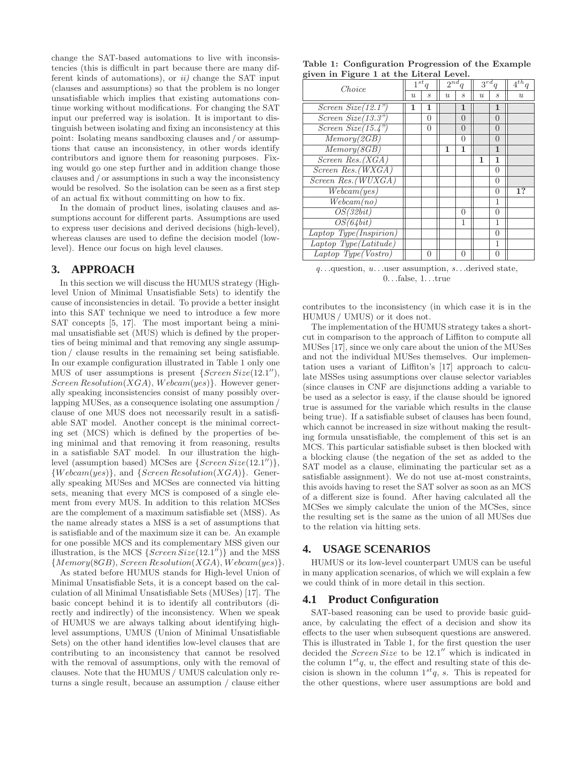change the SAT-based automations to live with inconsistencies (this is difficult in part because there are many different kinds of automations), or *ii)* change the SAT input (clauses and assumptions) so that the problem is no longer unsatisfiable which implies that existing automations continue working without modifications. For changing the SAT input our preferred way is isolation. It is important to distinguish between isolating and fixing an inconsistency at this point: Isolating means sandboxing clauses and / or assumptions that cause an inconsistency, in other words identify contributors and ignore them for reasoning purposes. Fixing would go one step further and in addition change those clauses and / or assumptions in such a way the inconsistency would be resolved. So the isolation can be seen as a first step of an actual fix without committing on how to fix.

In the domain of product lines, isolating clauses and assumptions account for different parts. Assumptions are used to express user decisions and derived decisions (high-level), whereas clauses are used to define the decision model (low-level). Hence our focus on high level clauses.

## 3. APPROACH

In this section we will discuss the HUMUS strategy (High-level Union of Minimal Unsatisfiable Sets) to identify the cause of inconsistencies in detail. To provide a better insight into this SAT technique we need to introduce a few more SAT concepts [5, 17]. The most important being a minimal unsatisfiable set (MUS) which is defined by the properties of being minimal and that removing any single assumption / clause results in the remaining set being satisfiable. In our example configuration illustrated in Table 1 only one MUS of user assumptions is present $\{Screen\,Size(12.1''), Screen\,Resolution(XGA), Webcam(yes)\}$. However generally speaking inconsistencies consist of many possibly overlapping MUSes, as a consequence isolating one assumption / clause of one MUS does not necessarily result in a satisfiable SAT model. Another concept is the minimal correcting set (MCS) which is defined by the properties of being minimal and that removing it from reasoning, results in a satisfiable SAT model. In our illustration the high-level (assumption based) MCSes are $\{Screen\,Size(12.1'')\}$, $\{Webcam(yes)\}$, and $\{Screen\,Resolution(XGA)\}$. Generally speaking MUSes and MCSes are connected via hitting sets, meaning that every MCS is composed of a single element from every MUS. In addition to this relation MCSes are the complement of a maximum satisfiable set (MSS). As the name already states a MSS is a set of assumptions that is satisfiable and of the maximum size it can be. An example for one possible MCS and its complementary MSS given our illustration, is the MCS $\{Screen\,Size(12.1'')\}$ and the MSS $\{Memory(8GB), Screen\,Resolution(XGA), Webcam(yes)\}$.

As stated before HUMUS stands for High-level Union of Minimal Unsatisfiable Sets, it is a concept based on the calculation of all Minimal Unsatisfiable Sets (MUSes) [17]. The basic concept behind it is to identify all contributors (directly and indirectly) of the inconsistency. When we speak of HUMUS we are always talking about identifying high-level assumptions, UMUS (Union of Minimal Unsatisfiable Sets) on the other hand identifies low-level clauses that are contributing to an inconsistency that cannot be resolved with the removal of assumptions, only with the removal of clauses. Note that the HUMUS / UMUS calculation only returns a single result, because an assumption / clause either contributes to the inconsistency (in which case it is in the HUMUS / UMUS) or it does not.

**Table 1: Configuration Progression of the Example given in Figure 1 at the Literal Level.**

| *Choice* | $1^{st}q$ | | $2^{nd}q$ | | $3^{rd}q$ | | $4^{th}q$ |
|---|---|---|---|---|---|---|---|
| | $u$ | $s$ | $u$ | $s$ | $u$ | $s$ | $u$ |
| *Screen Size(12.1")* | **1** | **1** | | **1** | | **1** | |
| *Screen Size(13.3")* | | 0 | | 0 | | 0 | |
| *Screen Size(15.4")* | | 0 | | 0 | | 0 | |
| *Memory(2GB)* | | | | 0 | | 0 | |
| *Memory(8GB)* | | | **1** | **1** | | **1** | |
| *Screen Res.(XGA)* | | | | | **1** | **1** | |
| *Screen Res.(WXGA)* | | | | | | 0 | |
| *Screen Res.(WUXGA)* | | | | | | 0 | |
| *Webcam(yes)* | | | | | | 0 | **1?** |
| *Webcam(no)* | | | | | | 1 | |
| *OS(32bit)* | | | | 0 | | 0 | |
| *OS(64bit)* | | | | 1 | | 1 | |
| *Laptop Type(Inspirion)* | | | | | | 0 | |
| *Laptop Type(Latitude)* | | | | | | 1 | |
| *Laptop Type(Vostro)* | | 0 | | 0 | | 0 | |

$q$…question, $u$…user assumption, $s$…derived state, 0…false, 1…true

The implementation of the HUMUS strategy takes a shortcut in comparison to the approach of Liffiton to compute all MUSes [17], since we only care about the union of the MUSes and not the individual MUSes themselves. Our implementation uses a variant of Liffiton's [17] approach to calculate MSSes using assumptions over clause selector variables (since clauses in CNF are disjunctions adding a variable to be used as a selector is easy, if the clause should be ignored true is assumed for the variable which results in the clause being true). If a satisfiable subset of clauses has been found, which cannot be increased in size without making the resulting formula unsatisfiable, the complement of this set is an MCS. This particular satisfiable subset is then blocked with a blocking clause (the negation of the set as added to the SAT model as a clause, eliminating the particular set as a satisfiable assignment). We do not use at-most constraints, this avoids having to reset the SAT solver as soon as an MCS of a different size is found. After having calculated all the MCSes we simply calculate the union of the MCSes, since the resulting set is the same as the union of all MUSes due to the relation via hitting sets.

## 4. USAGE SCENARIOS

HUMUS or its low-level counterpart UMUS can be useful in many application scenarios, of which we will explain a few we could think of in more detail in this section.

### 4.1 Product Configuration

SAT-based reasoning can be used to provide basic guidance, by calculating the effect of a decision and show its effects to the user when subsequent questions are answered. This is illustrated in Table 1, for the first question the user decided the *Screen Size* to be $12.1''$ which is indicated in the column $1^{st}q$, $u$, the effect and resulting state of this decision is shown in the column $1^{st}q$, $s$. This is repeated for the other questions, where user assumptions are bold and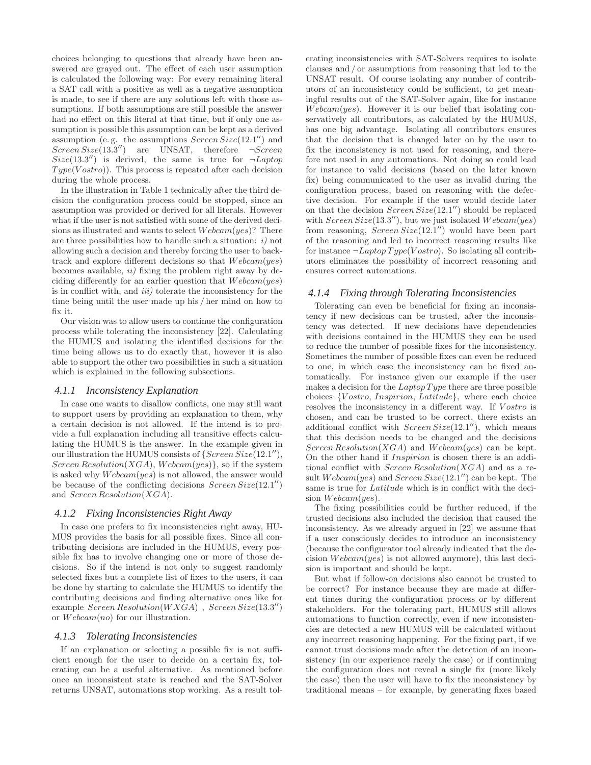choices belonging to questions that already have been answered are grayed out. The effect of each user assumption is calculated the following way: For every remaining literal a SAT call with a positive as well as a negative assumption is made, to see if there are any solutions left with those assumptions. If both assumptions are still possible the answer had no effect on this literal at that time, but if only one assumption is possible this assumption can be kept as a derived assumption (e. g. the assumptions $Screen\,Size(12.1'')$ and $Screen\,Size(13.3'')$ are UNSAT, therefore $\neg Screen\,Size(13.3'')$ is derived, the same is true for $\neg Laptop\,Type(Vostro)$). This process is repeated after each decision during the whole process.

In the illustration in Table 1 technically after the third decision the configuration process could be stopped, since an assumption was provided or derived for all literals. However what if the user is not satisfied with some of the derived decisions as illustrated and wants to select $Webcam(yes)$? There are three possibilities how to handle such a situation: *i)* not allowing such a decision and thereby forcing the user to backtrack and explore different decisions so that $Webcam(yes)$ becomes available, *ii)* fixing the problem right away by deciding differently for an earlier question that $Webcam(yes)$ is in conflict with, and *iii)* tolerate the inconsistency for the time being until the user made up his / her mind on how to fix it.

Our vision was to allow users to continue the configuration process while tolerating the inconsistency [22]. Calculating the HUMUS and isolating the identified decisions for the time being allows us to do exactly that, however it is also able to support the other two possibilities in such a situation which is explained in the following subsections.

#### 4.1.1 Inconsistency Explanation

In case one wants to disallow conflicts, one may still want to support users by providing an explanation to them, why a certain decision is not allowed. If the intend is to provide a full explanation including all transitive effects calculating the HUMUS is the answer. In the example given in our illustration the HUMUS consists of $\{Screen\,Size(12.1''),$ $Screen\,Resolution(XGA), Webcam(yes)\}$, so if the system is asked why $Webcam(yes)$ is not allowed, the answer would be because of the conflicting decisions $Screen\,Size(12.1'')$ and $Screen\,Resolution(XGA)$.

#### 4.1.2 Fixing Inconsistencies Right Away

In case one prefers to fix inconsistencies right away, HUMUS provides the basis for all possible fixes. Since all contributing decisions are included in the HUMUS, every possible fix has to involve changing one or more of those decisions. So if the intend is not only to suggest randomly selected fixes but a complete list of fixes to the users, it can be done by starting to calculate the HUMUS to identify the contributing decisions and finding alternative ones like for example $Screen\,Resolution(WXGA)$ , $Screen\,Size(13.3'')$ or $Webcam(no)$ for our illustration.

#### 4.1.3 Tolerating Inconsistencies

If an explanation or selecting a possible fix is not sufficient enough for the user to decide on a certain fix, tolerating can be a useful alternative. As mentioned before once an inconsistent state is reached and the SAT-Solver returns UNSAT, automations stop working. As a result tolerating inconsistencies with SAT-Solvers requires to isolate clauses and / or assumptions from reasoning that led to the UNSAT result. Of course isolating any number of contributors of an inconsistency could be sufficient, to get meaningful results out of the SAT-Solver again, like for instance $Webcam(yes)$. However it is our belief that isolating conservatively all contributors, as calculated by the HUMUS, has one big advantage. Isolating all contributors ensures that the decision that is changed later on by the user to fix the inconsistency is not used for reasoning, and therefore not used in any automations. Not doing so could lead for instance to valid decisions (based on the later known fix) being communicated to the user as invalid during the configuration process, based on reasoning with the defective decision. For example if the user would decide later on that the decision $Screen\,Size(12.1'')$ should be replaced with $Screen\,Size(13.3'')$, but we just isolated $Webcam(yes)$ from reasoning, $Screen\,Size(12.1'')$ would have been part of the reasoning and led to incorrect reasoning results like for instance $\neg Laptop\,Type(Vostro)$. So isolating all contributors eliminates the possibility of incorrect reasoning and ensures correct automations.

#### 4.1.4 Fixing through Tolerating Inconsistencies

Tolerating can even be beneficial for fixing an inconsistency if new decisions can be trusted, after the inconsistency was detected. If new decisions have dependencies with decisions contained in the HUMUS they can be used to reduce the number of possible fixes for the inconsistency. Sometimes the number of possible fixes can even be reduced to one, in which case the inconsistency can be fixed automatically. For instance given our example if the user makes a decision for the $Laptop\,Type$ there are three possible choices $\{Vostro, Inspirion, Latitude\}$, where each choice resolves the inconsistency in a different way. If $Vostro$ is chosen, and can be trusted to be correct, there exists an additional conflict with $Screen\,Size(12.1'')$, which means that this decision needs to be changed and the decisions $Screen\,Resolution(XGA)$ and $Webcam(yes)$ can be kept. On the other hand if $Inspirion$ is chosen there is an additional conflict with $Screen\,Resolution(XGA)$ and as a result $Webcam(yes)$ and $Screen\,Size(12.1'')$ can be kept. The same is true for $Latitude$ which is in conflict with the decision $Webcam(yes)$.

The fixing possibilities could be further reduced, if the trusted decisions also included the decision that caused the inconsistency. As we already argued in [22] we assume that if a user consciously decides to introduce an inconsistency (because the configurator tool already indicated that the decision $Webcam(yes)$ is not allowed anymore), this last decision is important and should be kept.

But what if follow-on decisions also cannot be trusted to be correct? For instance because they are made at different times during the configuration process or by different stakeholders. For the tolerating part, HUMUS still allows automations to function correctly, even if new inconsistencies are detected a new HUMUS will be calculated without any incorrect reasoning happening. For the fixing part, if we cannot trust decisions made after the detection of an inconsistency (in our experience rarely the case) or if continuing the configuration does not reveal a single fix (more likely the case) then the user will have to fix the inconsistency by traditional means – for example, by generating fixes based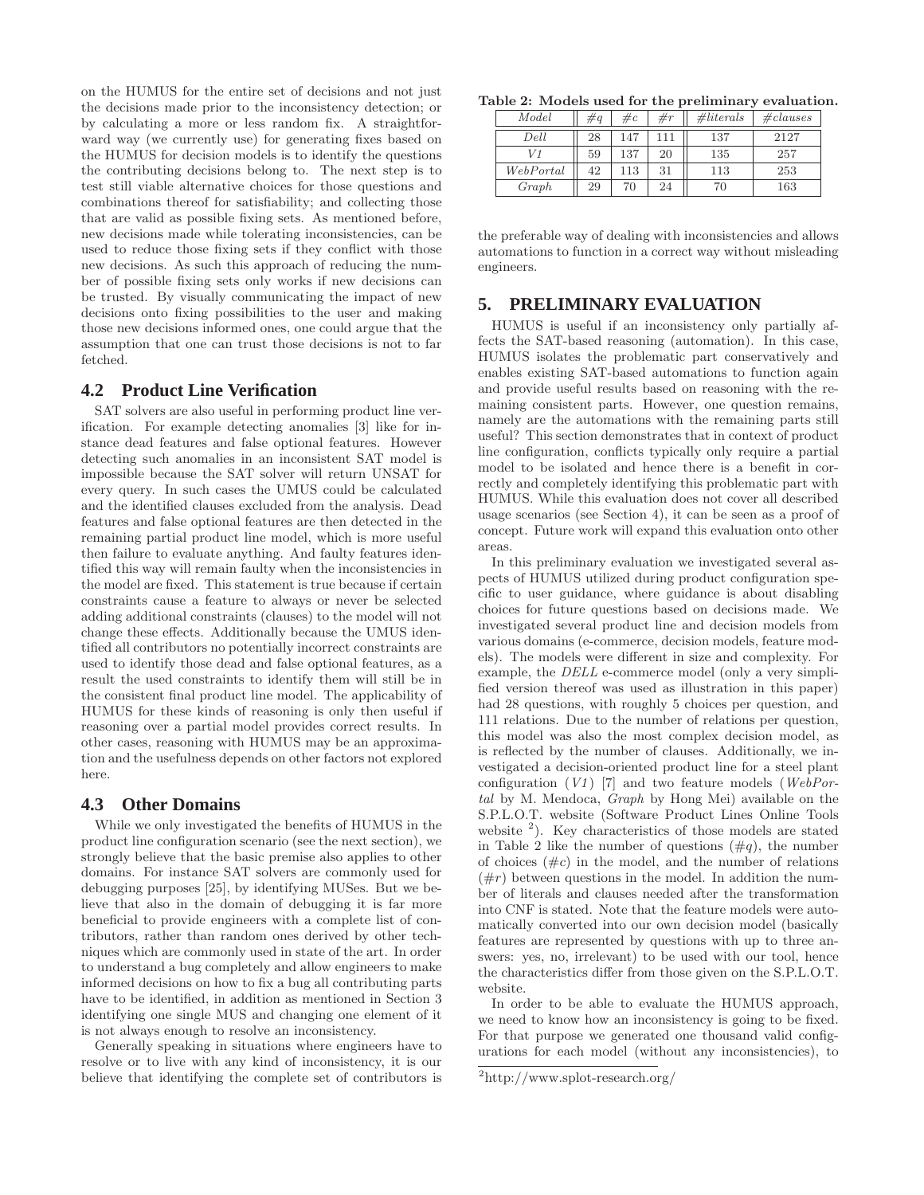on the HUMUS for the entire set of decisions and not just the decisions made prior to the inconsistency detection; or by calculating a more or less random fix. A straightforward way (we currently use) for generating fixes based on the HUMUS for decision models is to identify the questions the contributing decisions belong to. The next step is to test still viable alternative choices for those questions and combinations thereof for satisfiability; and collecting those that are valid as possible fixing sets. As mentioned before, new decisions made while tolerating inconsistencies, can be used to reduce those fixing sets if they conflict with those new decisions. As such this approach of reducing the number of possible fixing sets only works if new decisions can be trusted. By visually communicating the impact of new decisions onto fixing possibilities to the user and making those new decisions informed ones, one could argue that the assumption that one can trust those decisions is not to far fetched.

## 4.2 Product Line Verification

SAT solvers are also useful in performing product line verification. For example detecting anomalies [3] like for instance dead features and false optional features. However detecting such anomalies in an inconsistent SAT model is impossible because the SAT solver will return UNSAT for every query. In such cases the UMUS could be calculated and the identified clauses excluded from the analysis. Dead features and false optional features are then detected in the remaining partial product line model, which is more useful then failure to evaluate anything. And faulty features identified this way will remain faulty when the inconsistencies in the model are fixed. This statement is true because if certain constraints cause a feature to always or never be selected adding additional constraints (clauses) to the model will not change these effects. Additionally because the UMUS identified all contributors no potentially incorrect constraints are used to identify those dead and false optional features, as a result the used constraints to identify them will still be in the consistent final product line model. The applicability of HUMUS for these kinds of reasoning is only then useful if reasoning over a partial model provides correct results. In other cases, reasoning with HUMUS may be an approximation and the usefulness depends on other factors not explored here.

## 4.3 Other Domains

While we only investigated the benefits of HUMUS in the product line configuration scenario (see the next section), we strongly believe that the basic premise also applies to other domains. For instance SAT solvers are commonly used for debugging purposes [25], by identifying MUSes. But we believe that also in the domain of debugging it is far more beneficial to provide engineers with a complete list of contributors, rather than random ones derived by other techniques which are commonly used in state of the art. In order to understand a bug completely and allow engineers to make informed decisions on how to fix a bug all contributing parts have to be identified, in addition as mentioned in Section 3 identifying one single MUS and changing one element of it is not always enough to resolve an inconsistency.

Generally speaking in situations where engineers have to resolve or to live with any kind of inconsistency, it is our believe that identifying the complete set of contributors is the preferable way of dealing with inconsistencies and allows automations to function in a correct way without misleading engineers.

**Table 2: Models used for the preliminary evaluation.**

| *Model* | *#q* | *#c* | *#r* | *#literals* | *#clauses* |
|---|---|---|---|---|---|
| *Dell* | 28 | 147 | 111 | 137 | 2127 |
| *V1* | 59 | 137 | 20 | 135 | 257 |
| *WebPortal* | 42 | 113 | 31 | 113 | 253 |
| *Graph* | 29 | 70 | 24 | 70 | 163 |

## 5. PRELIMINARY EVALUATION

HUMUS is useful if an inconsistency only partially affects the SAT-based reasoning (automation). In this case, HUMUS isolates the problematic part conservatively and enables existing SAT-based automations to function again and provide useful results based on reasoning with the remaining consistent parts. However, one question remains, namely are the automations with the remaining parts still useful? This section demonstrates that in context of product line configuration, conflicts typically only require a partial model to be isolated and hence there is a benefit in correctly and completely identifying this problematic part with HUMUS. While this evaluation does not cover all described usage scenarios (see Section 4), it can be seen as a proof of concept. Future work will expand this evaluation onto other areas.

In this preliminary evaluation we investigated several aspects of HUMUS utilized during product configuration specific to user guidance, where guidance is about disabling choices for future questions based on decisions made. We investigated several product line and decision models from various domains (e-commerce, decision models, feature models). The models were different in size and complexity. For example, the *DELL* e-commerce model (only a very simplified version thereof was used as illustration in this paper) had 28 questions, with roughly 5 choices per question, and 111 relations. Due to the number of relations per question, this model was also the most complex decision model, as is reflected by the number of clauses. Additionally, we investigated a decision-oriented product line for a steel plant configuration (*V1*) [7] and two feature models (*WebPortal* by M. Mendoca, *Graph* by Hong Mei) available on the S.P.L.O.T. website (Software Product Lines Online Tools website [2]). Key characteristics of those models are stated in Table 2 like the number of questions (*#q*), the number of choices (*#c*) in the model, and the number of relations (*#r*) between questions in the model. In addition the number of literals and clauses needed after the transformation into CNF is stated. Note that the feature models were automatically converted into our own decision model (basically features are represented by questions with up to three answers: yes, no, irrelevant) to be used with our tool, hence the characteristics differ from those given on the S.P.L.O.T. website.

In order to be able to evaluate the HUMUS approach, we need to know how an inconsistency is going to be fixed. For that purpose we generated one thousand valid configurations for each model (without any inconsistencies), to

[2] http://www.splot-research.org/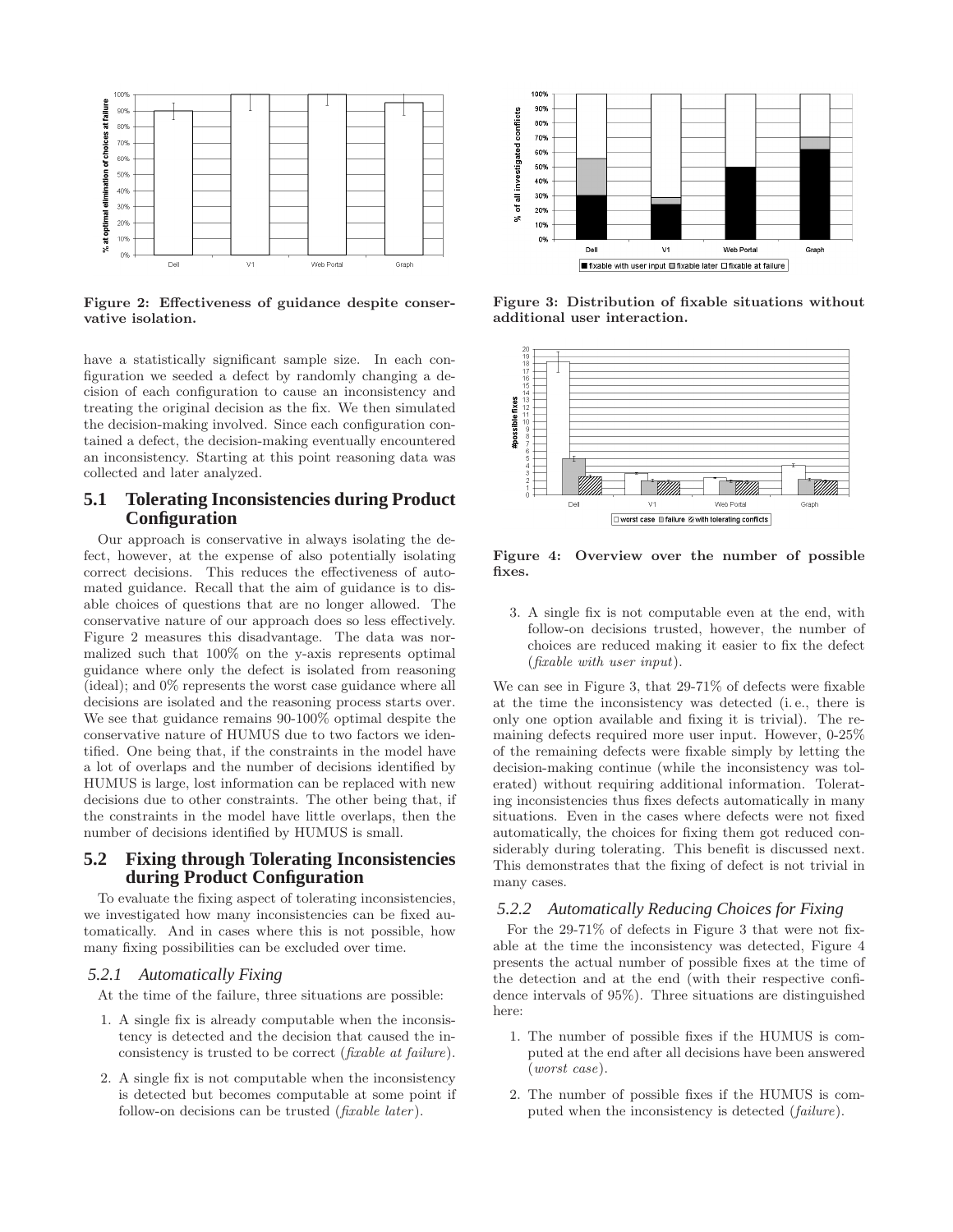Figure 2: Effectiveness of guidance despite conservative isolation.

Figure 3: Distribution of fixable situations without additional user interaction.

Figure 4: Overview over the number of possible fixes.

have a statistically significant sample size. In each configuration we seeded a defect by randomly changing a decision of each configuration to cause an inconsistency and treating the original decision as the fix. We then simulated the decision-making involved. Since each configuration contained a defect, the decision-making eventually encountered an inconsistency. Starting at this point reasoning data was collected and later analyzed.

## 5.1 Tolerating Inconsistencies during Product Configuration

Our approach is conservative in always isolating the defect, however, at the expense of also potentially isolating correct decisions. This reduces the effectiveness of automated guidance. Recall that the aim of guidance is to disable choices of questions that are no longer allowed. The conservative nature of our approach does so less effectively. Figure 2 measures this disadvantage. The data was normalized such that 100% on the y-axis represents optimal guidance where only the defect is isolated from reasoning (ideal); and 0% represents the worst case guidance where all decisions are isolated and the reasoning process starts over. We see that guidance remains 90-100% optimal despite the conservative nature of HUMUS due to two factors we identified. One being that, if the constraints in the model have a lot of overlaps and the number of decisions identified by HUMUS is large, lost information can be replaced with new decisions due to other constraints. The other being that, if the constraints in the model have little overlaps, then the number of decisions identified by HUMUS is small.

## 5.2 Fixing through Tolerating Inconsistencies during Product Configuration

To evaluate the fixing aspect of tolerating inconsistencies, we investigated how many inconsistencies can be fixed automatically. And in cases where this is not possible, how many fixing possibilities can be excluded over time.

### 5.2.1 Automatically Fixing

At the time of the failure, three situations are possible:

1. A single fix is already computable when the inconsistency is detected and the decision that caused the inconsistency is trusted to be correct (*fixable at failure*).
2. A single fix is not computable when the inconsistency is detected but becomes computable at some point if follow-on decisions can be trusted (*fixable later*).
3. A single fix is not computable even at the end, with follow-on decisions trusted, however, the number of choices are reduced making it easier to fix the defect (*fixable with user input*).

We can see in Figure 3, that 29-71% of defects were fixable at the time the inconsistency was detected (i. e., there is only one option available and fixing it is trivial). The remaining defects required more user input. However, 0-25% of the remaining defects were fixable simply by letting the decision-making continue (while the inconsistency was tolerated) without requiring additional information. Tolerating inconsistencies thus fixes defects automatically in many situations. Even in the cases where defects were not fixed automatically, the choices for fixing them got reduced considerably during tolerating. This benefit is discussed next. This demonstrates that the fixing of defect is not trivial in many cases.

### 5.2.2 Automatically Reducing Choices for Fixing

For the 29-71% of defects in Figure 3 that were not fixable at the time the inconsistency was detected, Figure 4 presents the actual number of possible fixes at the time of the detection and at the end (with their respective confidence intervals of 95%). Three situations are distinguished here:

1. The number of possible fixes if the HUMUS is computed at the end after all decisions have been answered (*worst case*).
2. The number of possible fixes if the HUMUS is computed when the inconsistency is detected (*failure*).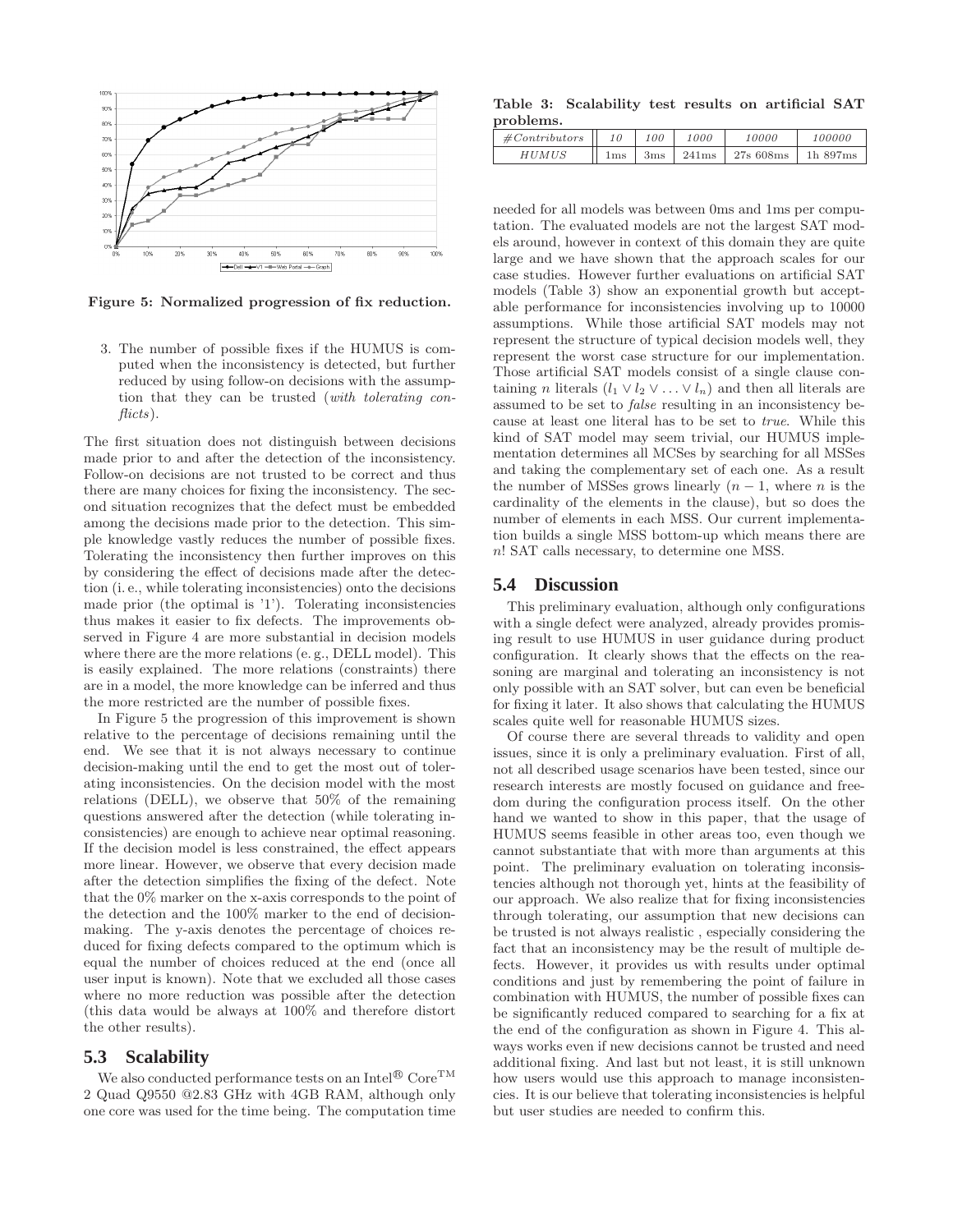Figure 5: Normalized progression of fix reduction.

3. The number of possible fixes if the HUMUS is computed when the inconsistency is detected, but further reduced by using follow-on decisions with the assumption that they can be trusted (*with tolerating conflicts*).

The first situation does not distinguish between decisions made prior to and after the detection of the inconsistency. Follow-on decisions are not trusted to be correct and thus there are many choices for fixing the inconsistency. The second situation recognizes that the defect must be embedded among the decisions made prior to the detection. This simple knowledge vastly reduces the number of possible fixes. Tolerating the inconsistency then further improves on this by considering the effect of decisions made after the detection (i. e., while tolerating inconsistencies) onto the decisions made prior (the optimal is '1'). Tolerating inconsistencies thus makes it easier to fix defects. The improvements observed in Figure 4 are more substantial in decision models where there are the more relations (e. g., DELL model). This is easily explained. The more relations (constraints) there are in a model, the more knowledge can be inferred and thus the more restricted are the number of possible fixes.

In Figure 5 the progression of this improvement is shown relative to the percentage of decisions remaining until the end. We see that it is not always necessary to continue decision-making until the end to get the most out of tolerating inconsistencies. On the decision model with the most relations (DELL), we observe that 50% of the remaining questions answered after the detection (while tolerating inconsistencies) are enough to achieve near optimal reasoning. If the decision model is less constrained, the effect appears more linear. However, we observe that every decision made after the detection simplifies the fixing of the defect. Note that the 0% marker on the x-axis corresponds to the point of the detection and the 100% marker to the end of decision-making. The y-axis denotes the percentage of choices reduced for fixing defects compared to the optimum which is equal the number of choices reduced at the end (once all user input is known). Note that we excluded all those cases where no more reduction was possible after the detection (this data would be always at 100% and therefore distort the other results).

## 5.3 Scalability

We also conducted performance tests on an Intel® Core™ 2 Quad Q9550 @2.83 GHz with 4GB RAM, although only one core was used for the time being. The computation time needed for all models was between 0ms and 1ms per computation. The evaluated models are not the largest SAT models around, however in context of this domain they are quite large and we have shown that the approach scales for our case studies. However further evaluations on artificial SAT models (Table 3) show an exponential growth but acceptable performance for inconsistencies involving up to 10000 assumptions. While those artificial SAT models may not represent the structure of typical decision models well, they represent the worst case structure for our implementation. Those artificial SAT models consist of a single clause containing $n$ literals ($l_1 \vee l_2 \vee \ldots \vee l_n$) and then all literals are assumed to be set to *false* resulting in an inconsistency because at least one literal has to be set to *true*. While this kind of SAT model may seem trivial, our HUMUS implementation determines all MCSes by searching for all MSSes and taking the complementary set of each one. As a result the number of MSSes grows linearly ($n-1$, where $n$ is the cardinality of the elements in the clause), but so does the number of elements in each MSS. Our current implementation builds a single MSS bottom-up which means there are $n!$ SAT calls necessary, to determine one MSS.

**Table 3: Scalability test results on artificial SAT problems.**

| *#Contributors* | *10* | *100* | *1000* | *10000* | *100000* |
|---|---|---|---|---|---|
| *HUMUS* | 1ms | 3ms | 241ms | 27s 608ms | 1h 897ms |

## 5.4 Discussion

This preliminary evaluation, although only configurations with a single defect were analyzed, already provides promising result to use HUMUS in user guidance during product configuration. It clearly shows that the effects on the reasoning are marginal and tolerating an inconsistency is not only possible with an SAT solver, but can even be beneficial for fixing it later. It also shows that calculating the HUMUS scales quite well for reasonable HUMUS sizes.

Of course there are several threads to validity and open issues, since it is only a preliminary evaluation. First of all, not all described usage scenarios have been tested, since our research interests are mostly focused on guidance and freedom during the configuration process itself. On the other hand we wanted to show in this paper, that the usage of HUMUS seems feasible in other areas too, even though we cannot substantiate that with more than arguments at this point. The preliminary evaluation on tolerating inconsistencies although not thorough yet, hints at the feasibility of our approach. We also realize that for fixing inconsistencies through tolerating, our assumption that new decisions can be trusted is not always realistic , especially considering the fact that an inconsistency may be the result of multiple defects. However, it provides us with results under optimal conditions and just by remembering the point of failure in combination with HUMUS, the number of possible fixes can be significantly reduced compared to searching for a fix at the end of the configuration as shown in Figure 4. This always works even if new decisions cannot be trusted and need additional fixing. And last but not least, it is still unknown how users would use this approach to manage inconsistencies. It is our believe that tolerating inconsistencies is helpful but user studies are needed to confirm this.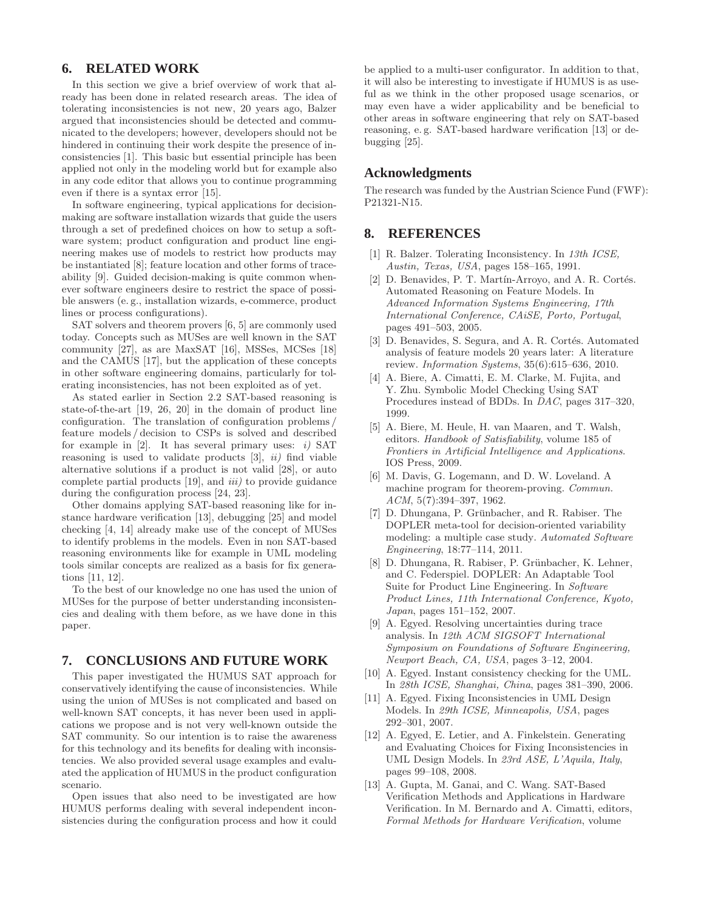## 6. RELATED WORK

In this section we give a brief overview of work that already has been done in related research areas. The idea of tolerating inconsistencies is not new, 20 years ago, Balzer argued that inconsistencies should be detected and communicated to the developers; however, developers should not be hindered in continuing their work despite the presence of inconsistencies [1]. This basic but essential principle has been applied not only in the modeling world but for example also in any code editor that allows you to continue programming even if there is a syntax error [15].

In software engineering, typical applications for decision-making are software installation wizards that guide the users through a set of predefined choices on how to setup a software system; product configuration and product line engineering makes use of models to restrict how products may be instantiated [8]; feature location and other forms of traceability [9]. Guided decision-making is quite common whenever software engineers desire to restrict the space of possible answers (e. g., installation wizards, e-commerce, product lines or process configurations).

SAT solvers and theorem provers [6, 5] are commonly used today. Concepts such as MUSes are well known in the SAT community [27], as are MaxSAT [16], MSSes, MCSes [18] and the CAMUS [17], but the application of these concepts in other software engineering domains, particularly for tolerating inconsistencies, has not been exploited as of yet.

As stated earlier in Section 2.2 SAT-based reasoning is state-of-the-art [19, 26, 20] in the domain of product line configuration. The translation of configuration problems / feature models / decision to CSPs is solved and described for example in [2]. It has several primary uses: *i)* SAT reasoning is used to validate products [3], *ii)* find viable alternative solutions if a product is not valid [28], or auto complete partial products [19], and *iii)* to provide guidance during the configuration process [24, 23].

Other domains applying SAT-based reasoning like for instance hardware verification [13], debugging [25] and model checking [4, 14] already make use of the concept of MUSes to identify problems in the models. Even in non SAT-based reasoning environments like for example in UML modeling tools similar concepts are realized as a basis for fix generations [11, 12].

To the best of our knowledge no one has used the union of MUSes for the purpose of better understanding inconsistencies and dealing with them before, as we have done in this paper.

## 7. CONCLUSIONS AND FUTURE WORK

This paper investigated the HUMUS SAT approach for conservatively identifying the cause of inconsistencies. While using the union of MUSes is not complicated and based on well-known SAT concepts, it has never been used in applications we propose and is not very well-known outside the SAT community. So our intention is to raise the awareness for this technology and its benefits for dealing with inconsistencies. We also provided several usage examples and evaluated the application of HUMUS in the product configuration scenario.

Open issues that also need to be investigated are how HUMUS performs dealing with several independent inconsistencies during the configuration process and how it could be applied to a multi-user configurator. In addition to that, it will also be interesting to investigate if HUMUS is as useful as we think in the other proposed usage scenarios, or may even have a wider applicability and be beneficial to other areas in software engineering that rely on SAT-based reasoning, e. g. SAT-based hardware verification [13] or debugging [25].

## Acknowledgments

The research was funded by the Austrian Science Fund (FWF): P21321-N15.

## 8. REFERENCES

[1] R. Balzer. Tolerating Inconsistency. In *13th ICSE, Austin, Texas, USA*, pages 158–165, 1991.

[2] D. Benavides, P. T. Martín-Arroyo, and A. R. Cortés. Automated Reasoning on Feature Models. In *Advanced Information Systems Engineering, 17th International Conference, CAiSE, Porto, Portugal*, pages 491–503, 2005.

[3] D. Benavides, S. Segura, and A. R. Cortés. Automated analysis of feature models 20 years later: A literature review. *Information Systems*, 35(6):615–636, 2010.

[4] A. Biere, A. Cimatti, E. M. Clarke, M. Fujita, and Y. Zhu. Symbolic Model Checking Using SAT Procedures instead of BDDs. In *DAC*, pages 317–320, 1999.

[5] A. Biere, M. Heule, H. van Maaren, and T. Walsh, editors. *Handbook of Satisfiability*, volume 185 of *Frontiers in Artificial Intelligence and Applications*. IOS Press, 2009.

[6] M. Davis, G. Logemann, and D. W. Loveland. A machine program for theorem-proving. *Commun. ACM*, 5(7):394–397, 1962.

[7] D. Dhungana, P. Grünbacher, and R. Rabiser. The DOPLER meta-tool for decision-oriented variability modeling: a multiple case study. *Automated Software Engineering*, 18:77–114, 2011.

[8] D. Dhungana, R. Rabiser, P. Grünbacher, K. Lehner, and C. Federspiel. DOPLER: An Adaptable Tool Suite for Product Line Engineering. In *Software Product Lines, 11th International Conference, Kyoto, Japan*, pages 151–152, 2007.

[9] A. Egyed. Resolving uncertainties during trace analysis. In *12th ACM SIGSOFT International Symposium on Foundations of Software Engineering, Newport Beach, CA, USA*, pages 3–12, 2004.

[10] A. Egyed. Instant consistency checking for the UML. In *28th ICSE, Shanghai, China*, pages 381–390, 2006.

[11] A. Egyed. Fixing Inconsistencies in UML Design Models. In *29th ICSE, Minneapolis, USA*, pages 292–301, 2007.

[12] A. Egyed, E. Letier, and A. Finkelstein. Generating and Evaluating Choices for Fixing Inconsistencies in UML Design Models. In *23rd ASE, L'Aquila, Italy*, pages 99–108, 2008.

[13] A. Gupta, M. Ganai, and C. Wang. SAT-Based Verification Methods and Applications in Hardware Verification. In M. Bernardo and A. Cimatti, editors, *Formal Methods for Hardware Verification*, volume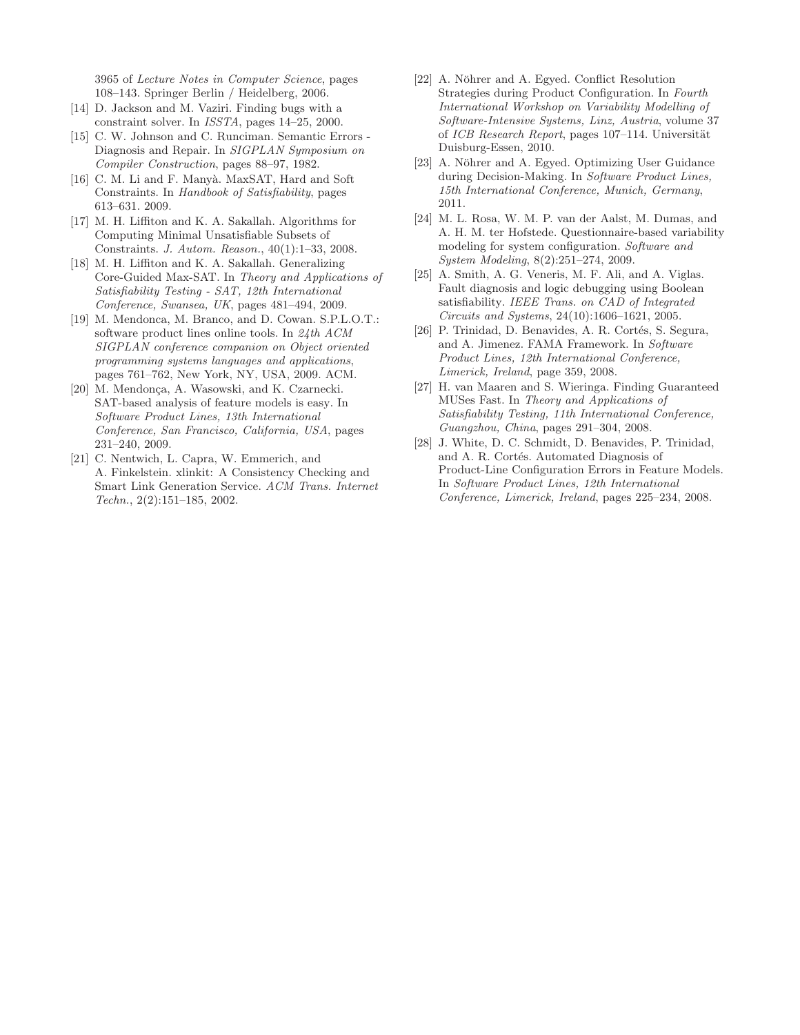3965 of *Lecture Notes in Computer Science*, pages 108–143. Springer Berlin / Heidelberg, 2006.

[14] D. Jackson and M. Vaziri. Finding bugs with a constraint solver. In *ISSTA*, pages 14–25, 2000.

[15] C. W. Johnson and C. Runciman. Semantic Errors - Diagnosis and Repair. In *SIGPLAN Symposium on Compiler Construction*, pages 88–97, 1982.

[16] C. M. Li and F. Manyà. MaxSAT, Hard and Soft Constraints. In *Handbook of Satisfiability*, pages 613–631. 2009.

[17] M. H. Liffiton and K. A. Sakallah. Algorithms for Computing Minimal Unsatisfiable Subsets of Constraints. *J. Autom. Reason.*, 40(1):1–33, 2008.

[18] M. H. Liffiton and K. A. Sakallah. Generalizing Core-Guided Max-SAT. In *Theory and Applications of Satisfiability Testing - SAT, 12th International Conference, Swansea, UK*, pages 481–494, 2009.

[19] M. Mendonca, M. Branco, and D. Cowan. S.P.L.O.T.: software product lines online tools. In *24th ACM SIGPLAN conference companion on Object oriented programming systems languages and applications*, pages 761–762, New York, NY, USA, 2009. ACM.

[20] M. Mendonça, A. Wasowski, and K. Czarnecki. SAT-based analysis of feature models is easy. In *Software Product Lines, 13th International Conference, San Francisco, California, USA*, pages 231–240, 2009.

[21] C. Nentwich, L. Capra, W. Emmerich, and A. Finkelstein. xlinkit: A Consistency Checking and Smart Link Generation Service. *ACM Trans. Internet Techn.*, 2(2):151–185, 2002.

[22] A. Nöhrer and A. Egyed. Conflict Resolution Strategies during Product Configuration. In *Fourth International Workshop on Variability Modelling of Software-Intensive Systems, Linz, Austria*, volume 37 of *ICB Research Report*, pages 107–114. Universität Duisburg-Essen, 2010.

[23] A. Nöhrer and A. Egyed. Optimizing User Guidance during Decision-Making. In *Software Product Lines, 15th International Conference, Munich, Germany*, 2011.

[24] M. L. Rosa, W. M. P. van der Aalst, M. Dumas, and A. H. M. ter Hofstede. Questionnaire-based variability modeling for system configuration. *Software and System Modeling*, 8(2):251–274, 2009.

[25] A. Smith, A. G. Veneris, M. F. Ali, and A. Viglas. Fault diagnosis and logic debugging using Boolean satisfiability. *IEEE Trans. on CAD of Integrated Circuits and Systems*, 24(10):1606–1621, 2005.

[26] P. Trinidad, D. Benavides, A. R. Cortés, S. Segura, and A. Jimenez. FAMA Framework. In *Software Product Lines, 12th International Conference, Limerick, Ireland*, page 359, 2008.

[27] H. van Maaren and S. Wieringa. Finding Guaranteed MUSes Fast. In *Theory and Applications of Satisfiability Testing, 11th International Conference, Guangzhou, China*, pages 291–304, 2008.

[28] J. White, D. C. Schmidt, D. Benavides, P. Trinidad, and A. R. Cortés. Automated Diagnosis of Product-Line Configuration Errors in Feature Models. In *Software Product Lines, 12th International Conference, Limerick, Ireland*, pages 225–234, 2008.